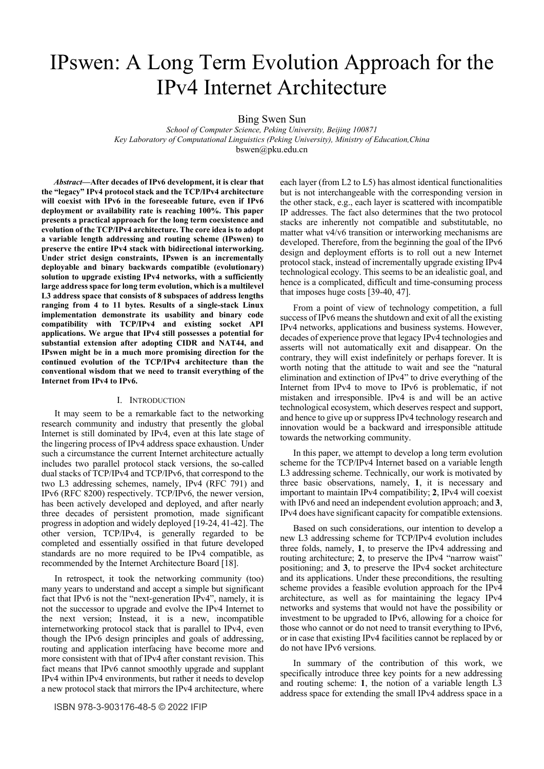# IPswen: A Long Term Evolution Approach for the IPv4 Internet Architecture

Bing Swen Sun

*School of Computer Science, Peking University, Beijing 100871*
*Key Laboratory of Computational Linguistics (Peking University), Ministry of Education, China*
bswen@pku.edu.cn

***Abstract*—After decades of IPv6 development, it is clear that the "legacy" IPv4 protocol stack and the TCP/IPv4 architecture will coexist with IPv6 in the foreseeable future, even if IPv6 deployment or availability rate is reaching 100%. This paper presents a practical approach for the long term coexistence and evolution of the TCP/IPv4 architecture. The core idea is to adopt a variable length addressing and routing scheme (IPswen) to preserve the entire IPv4 stack with bidirectional interworking. Under strict design constraints, IPswen is an incrementally deployable and binary backwards compatible (evolutionary) solution to upgrade existing IPv4 networks, with a sufficiently large address space for long term evolution, which is a multilevel L3 address space that consists of 8 subspaces of address lengths ranging from 4 to 11 bytes. Results of a single-stack Linux implementation demonstrate its usability and binary code compatibility with TCP/IPv4 and existing socket API applications. We argue that IPv4 still possesses a potential for substantial extension after adopting CIDR and NAT44, and IPswen might be in a much more promising direction for the continued evolution of the TCP/IPv4 architecture than the conventional wisdom that we need to transit everything of the Internet from IPv4 to IPv6.**

## I. Introduction

It may seem to be a remarkable fact to the networking research community and industry that presently the global Internet is still dominated by IPv4, even at this late stage of the lingering process of IPv4 address space exhaustion. Under such a circumstance the current Internet architecture actually includes two parallel protocol stack versions, the so-called dual stacks of TCP/IPv4 and TCP/IPv6, that correspond to the two L3 addressing schemes, namely, IPv4 (RFC 791) and IPv6 (RFC 8200) respectively. TCP/IPv6, the newer version, has been actively developed and deployed, and after nearly three decades of persistent promotion, made significant progress in adoption and widely deployed [19-24, 41-42]. The other version, TCP/IPv4, is generally regarded to be completed and essentially ossified in that future developed standards are no more required to be IPv4 compatible, as recommended by the Internet Architecture Board [18].

In retrospect, it took the networking community (too) many years to understand and accept a simple but significant fact that IPv6 is not the "next-generation IPv4", namely, it is not the successor to upgrade and evolve the IPv4 Internet to the next version; Instead, it is a new, incompatible internetworking protocol stack that is parallel to IPv4, even though the IPv6 design principles and goals of addressing, routing and application interfacing have become more and more consistent with that of IPv4 after constant revision. This fact means that IPv6 cannot smoothly upgrade and supplant IPv4 within IPv4 environments, but rather it needs to develop a new protocol stack that mirrors the IPv4 architecture, where each layer (from L2 to L5) has almost identical functionalities but is not interchangeable with the corresponding version in the other stack, e.g., each layer is scattered with incompatible IP addresses. The fact also determines that the two protocol stacks are inherently not compatible and substitutable, no matter what v4/v6 transition or interworking mechanisms are developed. Therefore, from the beginning the goal of the IPv6 design and deployment efforts is to roll out a new Internet protocol stack, instead of incrementally upgrade existing IPv4 technological ecology. This seems to be an idealistic goal, and hence is a complicated, difficult and time-consuming process that imposes huge costs [39-40, 47].

From a point of view of technology competition, a full success of IPv6 means the shutdown and exit of all the existing IPv4 networks, applications and business systems. However, decades of experience prove that legacy IPv4 technologies and asserts will not automatically exit and disappear. On the contrary, they will exist indefinitely or perhaps forever. It is worth noting that the attitude to wait and see the "natural elimination and extinction of IPv4" to drive everything of the Internet from IPv4 to move to IPv6 is problematic, if not mistaken and irresponsible. IPv4 is and will be an active technological ecosystem, which deserves respect and support, and hence to give up or suppress IPv4 technology research and innovation would be a backward and irresponsible attitude towards the networking community.

In this paper, we attempt to develop a long term evolution scheme for the TCP/IPv4 Internet based on a variable length L3 addressing scheme. Technically, our work is motivated by three basic observations, namely, **1**, it is necessary and important to maintain IPv4 compatibility; **2**, IPv4 will coexist with IPv6 and need an independent evolution approach; and **3**, IPv4 does have significant capacity for compatible extensions.

Based on such considerations, our intention to develop a new L3 addressing scheme for TCP/IPv4 evolution includes three folds, namely, **1**, to preserve the IPv4 addressing and routing architecture; **2**, to preserve the IPv4 "narrow waist" positioning; and **3**, to preserve the IPv4 socket architecture and its applications. Under these preconditions, the resulting scheme provides a feasible evolution approach for the IPv4 architecture, as well as for maintaining the legacy IPv4 networks and systems that would not have the possibility or investment to be upgraded to IPv6, allowing for a choice for those who cannot or do not need to transit everything to IPv6, or in case that existing IPv4 facilities cannot be replaced by or do not have IPv6 versions.

In summary of the contribution of this work, we specifically introduce three key points for a new addressing and routing scheme: **1**, the notion of a variable length L3 address space for extending the small IPv4 address space in a

ISBN 978-3-903176-48-5 © 2022 IFIP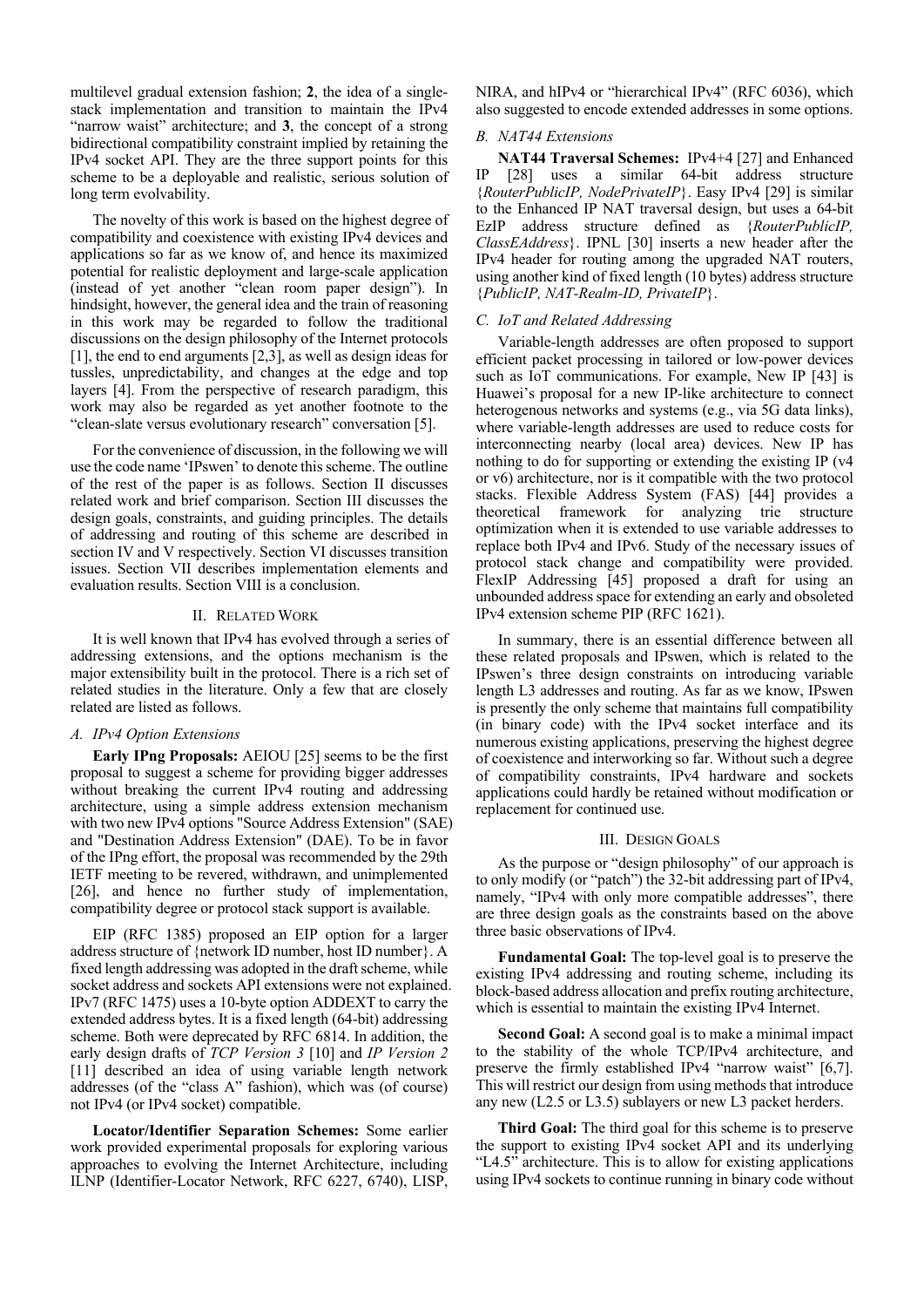multilevel gradual extension fashion; **2**, the idea of a single-stack implementation and transition to maintain the IPv4 "narrow waist" architecture; and **3**, the concept of a strong bidirectional compatibility constraint implied by retaining the IPv4 socket API. They are the three support points for this scheme to be a deployable and realistic, serious solution of long term evolvability.

The novelty of this work is based on the highest degree of compatibility and coexistence with existing IPv4 devices and applications so far as we know of, and hence its maximized potential for realistic deployment and large-scale application (instead of yet another "clean room paper design"). In hindsight, however, the general idea and the train of reasoning in this work may be regarded to follow the traditional discussions on the design philosophy of the Internet protocols [1], the end to end arguments [2,3], as well as design ideas for tussles, unpredictability, and changes at the edge and top layers [4]. From the perspective of research paradigm, this work may also be regarded as yet another footnote to the "clean-slate versus evolutionary research" conversation [5].

For the convenience of discussion, in the following we will use the code name 'IPswen' to denote this scheme. The outline of the rest of the paper is as follows. Section II discusses related work and brief comparison. Section III discusses the design goals, constraints, and guiding principles. The details of addressing and routing of this scheme are described in section IV and V respectively. Section VI discusses transition issues. Section VII describes implementation elements and evaluation results. Section VIII is a conclusion.

## II. Related Work

It is well known that IPv4 has evolved through a series of addressing extensions, and the options mechanism is the major extensibility built in the protocol. There is a rich set of related studies in the literature. Only a few that are closely related are listed as follows.

### A. IPv4 Option Extensions

**Early IPng Proposals:** AEIOU [25] seems to be the first proposal to suggest a scheme for providing bigger addresses without breaking the current IPv4 routing and addressing architecture, using a simple address extension mechanism with two new IPv4 options "Source Address Extension" (SAE) and "Destination Address Extension" (DAE). To be in favor of the IPng effort, the proposal was recommended by the 29th IETF meeting to be revered, withdrawn, and unimplemented [26], and hence no further study of implementation, compatibility degree or protocol stack support is available.

EIP (RFC 1385) proposed an EIP option for a larger address structure of {network ID number, host ID number}. A fixed length addressing was adopted in the draft scheme, while socket address and sockets API extensions were not explained. IPv7 (RFC 1475) uses a 10-byte option ADDEXT to carry the extended address bytes. It is a fixed length (64-bit) addressing scheme. Both were deprecated by RFC 6814. In addition, the early design drafts of *TCP Version 3* [10] and *IP Version 2* [11] described an idea of using variable length network addresses (of the "class A" fashion), which was (of course) not IPv4 (or IPv4 socket) compatible.

**Locator/Identifier Separation Schemes:** Some earlier work provided experimental proposals for exploring various approaches to evolving the Internet Architecture, including ILNP (Identifier-Locator Network, RFC 6227, 6740), LISP, NIRA, and hIPv4 or "hierarchical IPv4" (RFC 6036), which also suggested to encode extended addresses in some options.

### B. NAT44 Extensions

**NAT44 Traversal Schemes:** IPv4+4 [27] and Enhanced IP [28] uses a similar 64-bit address structure {*RouterPublicIP, NodePrivateIP*}. Easy IPv4 [29] is similar to the Enhanced IP NAT traversal design, but uses a 64-bit EzIP address structure defined as {*RouterPublicIP, ClassEAddress*}. IPNL [30] inserts a new header after the IPv4 header for routing among the upgraded NAT routers, using another kind of fixed length (10 bytes) address structure {*PublicIP, NAT-Realm-ID, PrivateIP*}.

### C. IoT and Related Addressing

Variable-length addresses are often proposed to support efficient packet processing in tailored or low-power devices such as IoT communications. For example, New IP [43] is Huawei's proposal for a new IP-like architecture to connect heterogenous networks and systems (e.g., via 5G data links), where variable-length addresses are used to reduce costs for interconnecting nearby (local area) devices. New IP has nothing to do for supporting or extending the existing IP (v4 or v6) architecture, nor is it compatible with the two protocol stacks. Flexible Address System (FAS) [44] provides a theoretical framework for analyzing trie structure optimization when it is extended to use variable addresses to replace both IPv4 and IPv6. Study of the necessary issues of protocol stack change and compatibility were provided. FlexIP Addressing [45] proposed a draft for using an unbounded address space for extending an early and obsoleted IPv4 extension scheme PIP (RFC 1621).

In summary, there is an essential difference between all these related proposals and IPswen, which is related to the IPswen's three design constraints on introducing variable length L3 addresses and routing. As far as we know, IPswen is presently the only scheme that maintains full compatibility (in binary code) with the IPv4 socket interface and its numerous existing applications, preserving the highest degree of coexistence and interworking so far. Without such a degree of compatibility constraints, IPv4 hardware and sockets applications could hardly be retained without modification or replacement for continued use.

## III. Design Goals

As the purpose or "design philosophy" of our approach is to only modify (or "patch") the 32-bit addressing part of IPv4, namely, "IPv4 with only more compatible addresses", there are three design goals as the constraints based on the above three basic observations of IPv4.

**Fundamental Goal:** The top-level goal is to preserve the existing IPv4 addressing and routing scheme, including its block-based address allocation and prefix routing architecture, which is essential to maintain the existing IPv4 Internet.

**Second Goal:** A second goal is to make a minimal impact to the stability of the whole TCP/IPv4 architecture, and preserve the firmly established IPv4 "narrow waist" [6,7]. This will restrict our design from using methods that introduce any new (L2.5 or L3.5) sublayers or new L3 packet herders.

**Third Goal:** The third goal for this scheme is to preserve the support to existing IPv4 socket API and its underlying "L4.5" architecture. This is to allow for existing applications using IPv4 sockets to continue running in binary code without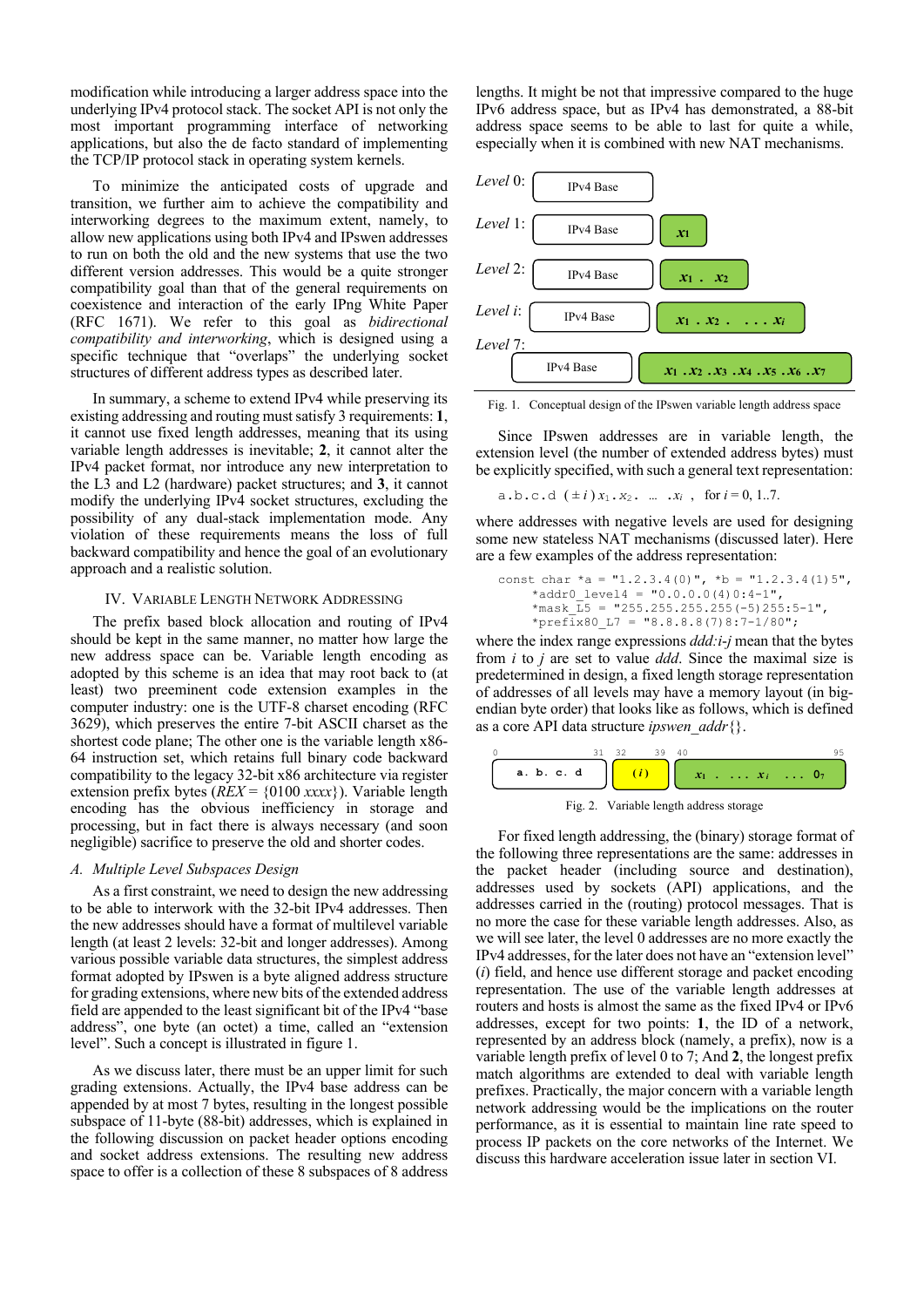modification while introducing a larger address space into the underlying IPv4 protocol stack. The socket API is not only the most important programming interface of networking applications, but also the de facto standard of implementing the TCP/IP protocol stack in operating system kernels.

To minimize the anticipated costs of upgrade and transition, we further aim to achieve the compatibility and interworking degrees to the maximum extent, namely, to allow new applications using both IPv4 and IPswen addresses to run on both the old and the new systems that use the two different version addresses. This would be a quite stronger compatibility goal than that of the general requirements on coexistence and interaction of the early IPng White Paper (RFC 1671). We refer to this goal as *bidirectional compatibility and interworking*, which is designed using a specific technique that "overlaps" the underlying socket structures of different address types as described later.

In summary, a scheme to extend IPv4 while preserving its existing addressing and routing must satisfy 3 requirements: **1**, it cannot use fixed length addresses, meaning that its using variable length addresses is inevitable; **2**, it cannot alter the IPv4 packet format, nor introduce any new interpretation to the L3 and L2 (hardware) packet structures; and **3**, it cannot modify the underlying IPv4 socket structures, excluding the possibility of any dual-stack implementation mode. Any violation of these requirements means the loss of full backward compatibility and hence the goal of an evolutionary approach and a realistic solution.

## IV. Variable Length Network Addressing

The prefix based block allocation and routing of IPv4 should be kept in the same manner, no matter how large the new address space can be. Variable length encoding as adopted by this scheme is an idea that may root back to (at least) two preeminent code extension examples in the computer industry: one is the UTF-8 charset encoding (RFC 3629), which preserves the entire 7-bit ASCII charset as the shortest code plane; The other one is the variable length x86-64 instruction set, which retains full binary code backward compatibility to the legacy 32-bit x86 architecture via register extension prefix bytes (*REX* = {0100 *xxxx*}). Variable length encoding has the obvious inefficiency in storage and processing, but in fact there is always necessary (and soon negligible) sacrifice to preserve the old and shorter codes.

### *A. Multiple Level Subspaces Design*

As a first constraint, we need to design the new addressing to be able to interwork with the 32-bit IPv4 addresses. Then the new addresses should have a format of multilevel variable length (at least 2 levels: 32-bit and longer addresses). Among various possible variable data structures, the simplest address format adopted by IPswen is a byte aligned address structure for grading extensions, where new bits of the extended address field are appended to the least significant bit of the IPv4 "base address", one byte (an octet) a time, called an "extension level". Such a concept is illustrated in figure 1.

As we discuss later, there must be an upper limit for such grading extensions. Actually, the IPv4 base address can be appended by at most 7 bytes, resulting in the longest possible subspace of 11-byte (88-bit) addresses, which is explained in the following discussion on packet header options encoding and socket address extensions. The resulting new address space to offer is a collection of these 8 subspaces of 8 address lengths. It might be not that impressive compared to the huge IPv6 address space, but as IPv4 has demonstrated, a 88-bit address space seems to be able to last for quite a while, especially when it is combined with new NAT mechanisms.

*Level* 0: IPv4 Base

*Level* 1: IPv4 Base | $x_1$

*Level* 2: IPv4 Base | $x_1 . x_2$

*Level* $i$: IPv4 Base | $x_1 . x_2 . \; ... \; x_i$

*Level* 7: IPv4 Base | $x_1 . x_2 . x_3 . x_4 . x_5 . x_6 . x_7$

Fig. 1. Conceptual design of the IPswen variable length address space

Since IPswen addresses are in variable length, the extension level (the number of extended address bytes) must be explicitly specified, with such a general text representation:

$$\texttt{a.b.c.d} \; (\pm i) \, x_1.x_2. \; ... \; .x_i \,, \quad \text{for } i = 0, 1..7.$$

where addresses with negative levels are used for designing some new stateless NAT mechanisms (discussed later). Here are a few examples of the address representation:

```
const char *a = "1.2.3.4(0)", *b = "1.2.3.4(1)5",
    *addr0_level4 = "0.0.0.0(4)0:4-1",
    *mask_L5 = "255.255.255.255(-5)255:5-1",
    *prefix80_L7 = "8.8.8.8(7)8:7-1/80";
```

where the index range expressions *ddd*:*i*-*j* mean that the bytes from *i* to *j* are set to value *ddd*. Since the maximal size is predetermined in design, a fixed length storage representation of addresses of all levels may have a memory layout (in big-endian byte order) that looks like as follows, which is defined as a core API data structure *ipswen_addr*{}.

| 0 – 31 | 32 – 39 | 40 – 95 |
|---|---|---|
| a. b. c. d | ($i$) | $x_1$ . ... $x_i$ ... $0_7$ |

Fig. 2. Variable length address storage

For fixed length addressing, the (binary) storage format of the following three representations are the same: addresses in the packet header (including source and destination), addresses used by sockets (API) applications, and the addresses carried in the (routing) protocol messages. That is no more the case for these variable length addresses. Also, as we will see later, the level 0 addresses are no more exactly the IPv4 addresses, for the later does not have an "extension level" ($i$) field, and hence use different storage and packet encoding representation. The use of the variable length addresses at routers and hosts is almost the same as the fixed IPv4 or IPv6 addresses, except for two points: **1**, the ID of a network, represented by an address block (namely, a prefix), now is a variable length prefix of level 0 to 7; And **2**, the longest prefix match algorithms are extended to deal with variable length prefixes. Practically, the major concern with a variable length network addressing would be the implications on the router performance, as it is essential to maintain line rate speed to process IP packets on the core networks of the Internet. We discuss this hardware acceleration issue later in section VI.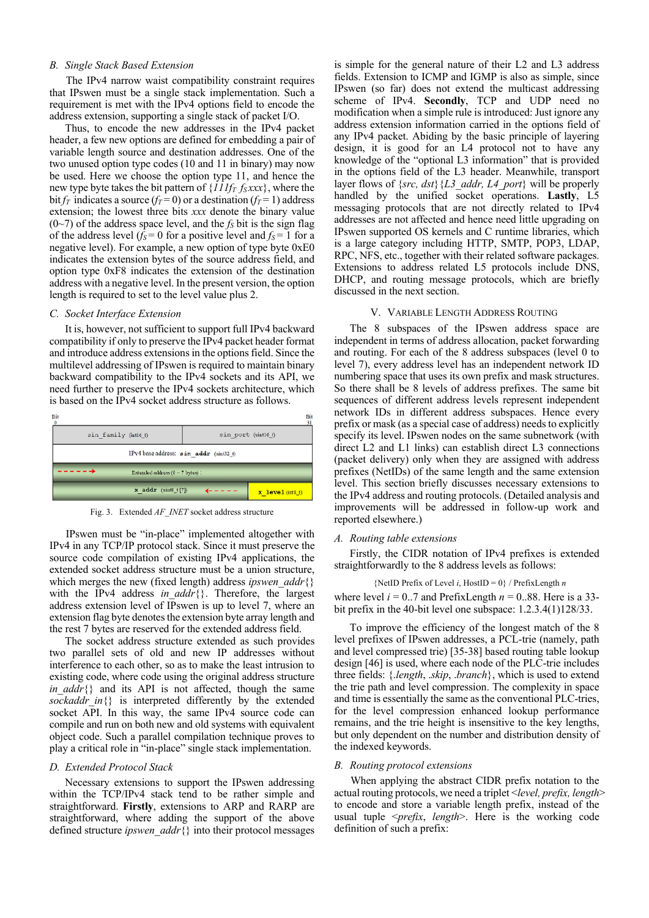## B. Single Stack Based Extension

The IPv4 narrow waist compatibility constraint requires that IPswen must be a single stack implementation. Such a requirement is met with the IPv4 options field to encode the address extension, supporting a single stack of packet I/O.

Thus, to encode the new addresses in the IPv4 packet header, a few new options are defined for embedding a pair of variable length source and destination addresses. One of the two unused option type codes (10 and 11 in binary) may now be used. Here we choose the option type 11, and hence the new type byte takes the bit pattern of $\{111f_T\, f_S xxx\}$, where the bit $f_T$ indicates a source ($f_T = 0$) or a destination ($f_T = 1$) address extension; the lowest three bits $xxx$ denote the binary value (0~7) of the address space level, and the $f_S$ bit is the sign flag of the address level ($f_S = 0$ for a positive level and $f_S = 1$ for a negative level). For example, a new option of type byte 0xE0 indicates the extension bytes of the source address field, and option type 0xF8 indicates the extension of the destination address with a negative level. In the present version, the option length is required to set to the level value plus 2.

## C. Socket Interface Extension

It is, however, not sufficient to support full IPv4 backward compatibility if only to preserve the IPv4 packet header format and introduce address extensions in the options field. Since the multilevel addressing of IPswen is required to maintain binary backward compatibility to the IPv4 sockets and its API, we need further to preserve the IPv4 sockets architecture, which is based on the IPv4 socket address structure as follows.

| Bit 0 | | Bit 31 |
|---|---|---|
| sin_family (uint16_t) | sin_port (uint16_t) | |
| IPv4 base address: sin_addr (uint32_t) | | |
| Extended address (0 ~ 7 bytes) | | |
| x_addr (uint8_t [7]) | | x_level (int8_t) |

Fig. 3. Extended *AF_INET* socket address structure

IPswen must be "in-place" implemented altogether with IPv4 in any TCP/IP protocol stack. Since it must preserve the source code compilation of existing IPv4 applications, the extended socket address structure must be a union structure, which merges the new (fixed length) address *ipswen_addr*{} with the IPv4 address *in_addr*{}. Therefore, the largest address extension level of IPswen is up to level 7, where an extension flag byte denotes the extension byte array length and the rest 7 bytes are reserved for the extended address field.

The socket address structure extended as such provides two parallel sets of old and new IP addresses without interference to each other, so as to make the least intrusion to existing code, where code using the original address structure *in_addr*{} and its API is not affected, though the same *sockaddr_in*{} is interpreted differently by the extended socket API. In this way, the same IPv4 source code can compile and run on both new and old systems with equivalent object code. Such a parallel compilation technique proves to play a critical role in "in-place" single stack implementation.

## D. Extended Protocol Stack

Necessary extensions to support the IPswen addressing within the TCP/IPv4 stack tend to be rather simple and straightforward. **Firstly**, extensions to ARP and RARP are straightforward, where adding the support of the above defined structure *ipswen_addr*{} into their protocol messages is simple for the general nature of their L2 and L3 address fields. Extension to ICMP and IGMP is also as simple, since IPswen (so far) does not extend the multicast addressing scheme of IPv4. **Secondly**, TCP and UDP need no modification when a simple rule is introduced: Just ignore any address extension information carried in the options field of any IPv4 packet. Abiding by the basic principle of layering design, it is good for an L4 protocol not to have any knowledge of the "optional L3 information" that is provided in the options field of the L3 header. Meanwhile, transport layer flows of {*src, dst*}{*L3_addr, L4_port*} will be properly handled by the unified socket operations. **Lastly**, L5 messaging protocols that are not directly related to IPv4 addresses are not affected and hence need little upgrading on IPswen supported OS kernels and C runtime libraries, which is a large category including HTTP, SMTP, POP3, LDAP, RPC, NFS, etc., together with their related software packages. Extensions to address related L5 protocols include DNS, DHCP, and routing message protocols, which are briefly discussed in the next section.

# V. Variable Length Address Routing

The 8 subspaces of the IPswen address space are independent in terms of address allocation, packet forwarding and routing. For each of the 8 address subspaces (level 0 to level 7), every address level has an independent network ID numbering space that uses its own prefix and mask structures. So there shall be 8 levels of address prefixes. The same bit sequences of different address levels represent independent network IDs in different address subspaces. Hence every prefix or mask (as a special case of address) needs to explicitly specify its level. IPswen nodes on the same subnetwork (with direct L2 and L1 links) can establish direct L3 connections (packet delivery) only when they are assigned with address prefixes (NetIDs) of the same length and the same extension level. This section briefly discusses necessary extensions to the IPv4 address and routing protocols. (Detailed analysis and improvements will be addressed in follow-up work and reported elsewhere.)

## A. Routing table extensions

Firstly, the CIDR notation of IPv4 prefixes is extended straightforwardly to the 8 address levels as follows:

{NetID Prefix of Level $i$, HostID = 0} / PrefixLength $n$

where level $i$ = 0..7 and PrefixLength $n$ = 0..88. Here is a 33-bit prefix in the 40-bit level one subspace: 1.2.3.4(1)128/33.

To improve the efficiency of the longest match of the 8 level prefixes of IPswen addresses, a PCL-trie (namely, path and level compressed trie) [35-38] based routing table lookup design [46] is used, where each node of the PLC-trie includes three fields: {*.length*, *.skip*, *.branch*}, which is used to extend the trie path and level compression. The complexity in space and time is essentially the same as the conventional PLC-tries, for the level compression enhanced lookup performance remains, and the trie height is insensitive to the key lengths, but only dependent on the number and distribution density of the indexed keywords.

## B. Routing protocol extensions

When applying the abstract CIDR prefix notation to the actual routing protocols, we need a triplet <*level, prefix, length*> to encode and store a variable length prefix, instead of the usual tuple <*prefix, length*>. Here is the working code definition of such a prefix: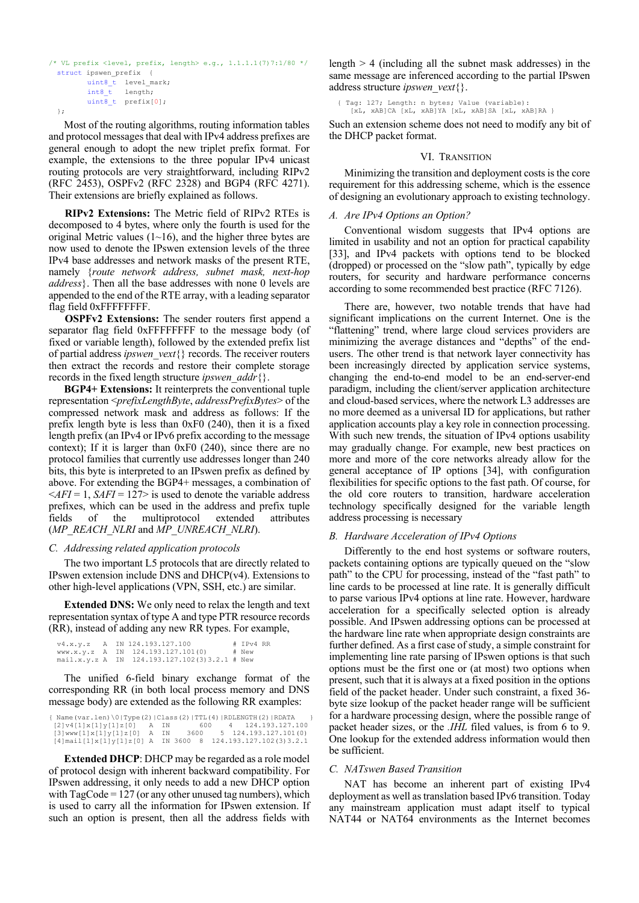```
/* VL prefix <level, prefix, length> e.g., 1.1.1.1(7)7:1/80 */
  struct ipswen_prefix  {
          uint8_t  level_mark;
          int8_t   length;
          uint8_t  prefix[0];
  };
```

Most of the routing algorithms, routing information tables and protocol messages that deal with IPv4 address prefixes are general enough to adopt the new triplet prefix format. For example, the extensions to the three popular IPv4 unicast routing protocols are very straightforward, including RIPv2 (RFC 2453), OSPFv2 (RFC 2328) and BGP4 (RFC 4271). Their extensions are briefly explained as follows.

**RIPv2 Extensions:** The Metric field of RIPv2 RTEs is decomposed to 4 bytes, where only the fourth is used for the original Metric values (1~16), and the higher three bytes are now used to denote the IPswen extension levels of the three IPv4 base addresses and network masks of the present RTE, namely {*route network address, subnet mask, next-hop address*}. Then all the base addresses with none 0 levels are appended to the end of the RTE array, with a leading separator flag field 0xFFFFFFFF.

**OSPFv2 Extensions:** The sender routers first append a separator flag field 0xFFFFFFFF to the message body (of fixed or variable length), followed by the extended prefix list of partial address *ipswen_vext*{} records. The receiver routers then extract the records and restore their complete storage records in the fixed length structure *ipswen_addr*{}.

**BGP4+ Extensions:** It reinterprets the conventional tuple representation <*prefixLengthByte*, *addressPrefixBytes*> of the compressed network mask and address as follows: If the prefix length byte is less than 0xF0 (240), then it is a fixed length prefix (an IPv4 or IPv6 prefix according to the message context); If it is larger than 0xF0 (240), since there are no protocol families that currently use addresses longer than 240 bits, this byte is interpreted to an IPswen prefix as defined by above. For extending the BGP4+ messages, a combination of <*AFI* = 1, *SAFI* = 127> is used to denote the variable address prefixes, which can be used in the address and prefix tuple fields of the multiprotocol extended attributes (*MP_REACH_NLRI* and *MP_UNREACH_NLRI*).

### C. Addressing related application protocols

The two important L5 protocols that are directly related to IPswen extension include DNS and DHCP(v4). Extensions to other high-level applications (VPN, SSH, etc.) are similar.

**Extended DNS:** We only need to relax the length and text representation syntax of type A and type PTR resource records (RR), instead of adding any new RR types. For example,

```
v4.x.y.z   A  IN 124.193.127.100              # IPv4 RR
www.x.y.z  A  IN  124.193.127.101(0)          # New
mail.x.y.z A  IN  124.193.127.102(3)3.2.1 # New
```

The unified 6-field binary exchange format of the corresponding RR (in both local process memory and DNS message body) are extended as the following RR examples:

```
{ Name(var.len)\0|Type(2)|Class(2)|TTL(4)|RDLENGTH(2)|RDATA    }
 [2]v4[1]x[1]y[1]z[0]   A  IN       600    4   124.193.127.100
 [3]www[1]x[1]y[1]z[0]  A  IN    3600    5  124.193.127.101(0)
 [4]mail[1]x[1]y[1]z[0] A  IN 3600  8  124.193.127.102(3)3.2.1
```

**Extended DHCP**: DHCP may be regarded as a role model of protocol design with inherent backward compatibility. For IPswen addressing, it only needs to add a new DHCP option with TagCode = 127 (or any other unused tag numbers), which is used to carry all the information for IPswen extension. If such an option is present, then all the address fields with length > 4 (including all the subnet mask addresses) in the same message are inferenced according to the partial IPswen address structure *ipswen_vext*{}.

```
{ Tag: 127; Length: n bytes; Value (variable):
   [xL, xAB]CA [xL, xAB]YA [xL, xAB]SA [xL, xAB]RA }
```

Such an extension scheme does not need to modify any bit of the DHCP packet format.

## VI. Transition

Minimizing the transition and deployment costs is the core requirement for this addressing scheme, which is the essence of designing an evolutionary approach to existing technology.

### A. Are IPv4 Options an Option?

Conventional wisdom suggests that IPv4 options are limited in usability and not an option for practical capability [33], and IPv4 packets with options tend to be blocked (dropped) or processed on the "slow path", typically by edge routers, for security and hardware performance concerns according to some recommended best practice (RFC 7126).

There are, however, two notable trends that have had significant implications on the current Internet. One is the "flattening" trend, where large cloud services providers are minimizing the average distances and "depths" of the end-users. The other trend is that network layer connectivity has been increasingly directed by application service systems, changing the end-to-end model to be an end-server-end paradigm, including the client/server application architecture and cloud-based services, where the network L3 addresses are no more deemed as a universal ID for applications, but rather application accounts play a key role in connection processing. With such new trends, the situation of IPv4 options usability may gradually change. For example, new best practices on more and more of the core networks already allow for the general acceptance of IP options [34], with configuration flexibilities for specific options to the fast path. Of course, for the old core routers to transition, hardware acceleration technology specifically designed for the variable length address processing is necessary

### B. Hardware Acceleration of IPv4 Options

Differently to the end host systems or software routers, packets containing options are typically queued on the "slow path" to the CPU for processing, instead of the "fast path" to line cards to be processed at line rate. It is generally difficult to parse various IPv4 options at line rate. However, hardware acceleration for a specifically selected option is already possible. And IPswen addressing options can be processed at the hardware line rate when appropriate design constraints are further defined. As a first case of study, a simple constraint for implementing line rate parsing of IPswen options is that such options must be the first one or (at most) two options when present, such that it is always at a fixed position in the options field of the packet header. Under such constraint, a fixed 36-byte size lookup of the packet header range will be sufficient for a hardware processing design, where the possible range of packet header sizes, or the *.IHL* filed values, is from 6 to 9. One lookup for the extended address information would then be sufficient.

### C. NATswen Based Transition

NAT has become an inherent part of existing IPv4 deployment as well as translation based IPv6 transition. Today any mainstream application must adapt itself to typical NAT44 or NAT64 environments as the Internet becomes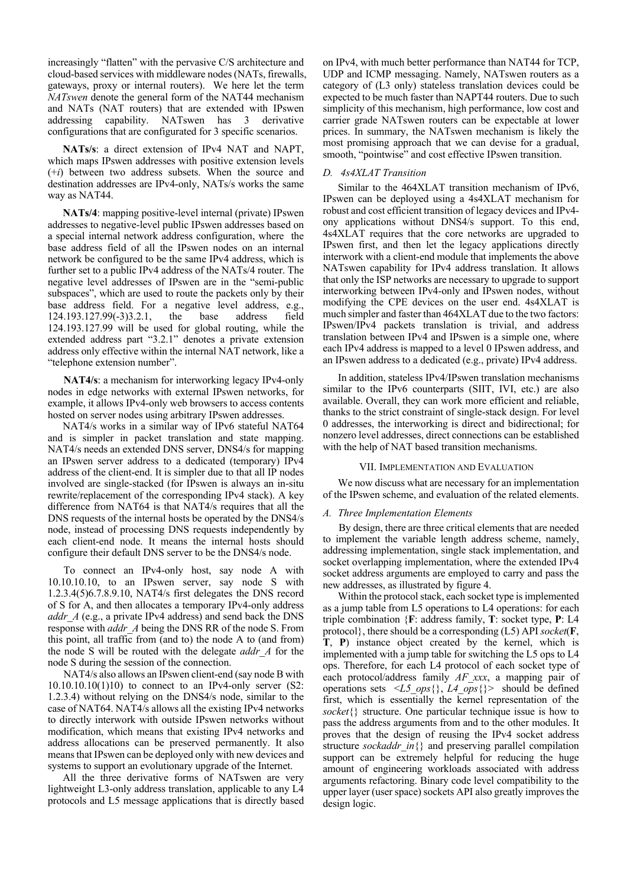increasingly "flatten" with the pervasive C/S architecture and cloud-based services with middleware nodes (NATs, firewalls, gateways, proxy or internal routers). We here let the term *NATswen* denote the general form of the NAT44 mechanism and NATs (NAT routers) that are extended with IPswen addressing capability. NATswen has 3 derivative configurations that are configurated for 3 specific scenarios.

**NATs/s**: a direct extension of IPv4 NAT and NAPT, which maps IPswen addresses with positive extension levels (+*i*) between two address subsets. When the source and destination addresses are IPv4-only, NATs/s works the same way as NAT44.

**NATs/4**: mapping positive-level internal (private) IPswen addresses to negative-level public IPswen addresses based on a special internal network address configuration, where the base address field of all the IPswen nodes on an internal network be configured to be the same IPv4 address, which is further set to a public IPv4 address of the NATs/4 router. The negative level addresses of IPswen are in the "semi-public subspaces", which are used to route the packets only by their base address field. For a negative level address, e.g., 124.193.127.99(-3)3.2.1, the base address field 124.193.127.99 will be used for global routing, while the extended address part "3.2.1" denotes a private extension address only effective within the internal NAT network, like a "telephone extension number".

**NAT4/s**: a mechanism for interworking legacy IPv4-only nodes in edge networks with external IPswen networks, for example, it allows IPv4-only web browsers to access contents hosted on server nodes using arbitrary IPswen addresses.

NAT4/s works in a similar way of IPv6 stateful NAT64 and is simpler in packet translation and state mapping. NAT4/s needs an extended DNS server, DNS4/s for mapping an IPswen server address to a dedicated (temporary) IPv4 address of the client-end. It is simpler due to that all IP nodes involved are single-stacked (for IPswen is always an in-situ rewrite/replacement of the corresponding IPv4 stack). A key difference from NAT64 is that NAT4/s requires that all the DNS requests of the internal hosts be operated by the DNS4/s node, instead of processing DNS requests independently by each client-end node. It means the internal hosts should configure their default DNS server to be the DNS4/s node.

To connect an IPv4-only host, say node A with 10.10.10.10, to an IPswen server, say node S with 1.2.3.4(5)6.7.8.9.10, NAT4/s first delegates the DNS record of S for A, and then allocates a temporary IPv4-only address *addr_A* (e.g., a private IPv4 address) and send back the DNS response with *addr_A* being the DNS RR of the node S. From this point, all traffic from (and to) the node A to (and from) the node S will be routed with the delegate *addr_A* for the node S during the session of the connection.

NAT4/s also allows an IPswen client-end (say node B with 10.10.10.10(1)10) to connect to an IPv4-only server (S2: 1.2.3.4) without relying on the DNS4/s node, similar to the case of NAT64. NAT4/s allows all the existing IPv4 networks to directly interwork with outside IPswen networks without modification, which means that existing IPv4 networks and address allocations can be preserved permanently. It also means that IPswen can be deployed only with new devices and systems to support an evolutionary upgrade of the Internet.

All the three derivative forms of NATswen are very lightweight L3-only address translation, applicable to any L4 protocols and L5 message applications that is directly based on IPv4, with much better performance than NAT44 for TCP, UDP and ICMP messaging. Namely, NATswen routers as a category of (L3 only) stateless translation devices could be expected to be much faster than NAPT44 routers. Due to such simplicity of this mechanism, high performance, low cost and carrier grade NATswen routers can be expectable at lower prices. In summary, the NATswen mechanism is likely the most promising approach that we can devise for a gradual, smooth, "pointwise" and cost effective IPswen transition.

### *D. 4s4XLAT Transition*

Similar to the 464XLAT transition mechanism of IPv6, IPswen can be deployed using a 4s4XLAT mechanism for robust and cost efficient transition of legacy devices and IPv4-ony applications without DNS4/s support. To this end, 4s4XLAT requires that the core networks are upgraded to IPswen first, and then let the legacy applications directly interwork with a client-end module that implements the above NATswen capability for IPv4 address translation. It allows that only the ISP networks are necessary to upgrade to support interworking between IPv4-only and IPswen nodes, without modifying the CPE devices on the user end. 4s4XLAT is much simpler and faster than 464XLAT due to the two factors: IPswen/IPv4 packets translation is trivial, and address translation between IPv4 and IPswen is a simple one, where each IPv4 address is mapped to a level 0 IPswen address, and an IPswen address to a dedicated (e.g., private) IPv4 address.

In addition, stateless IPv4/IPswen translation mechanisms similar to the IPv6 counterparts (SIIT, IVI, etc.) are also available. Overall, they can work more efficient and reliable, thanks to the strict constraint of single-stack design. For level 0 addresses, the interworking is direct and bidirectional; for nonzero level addresses, direct connections can be established with the help of NAT based transition mechanisms.

## VII. Implementation and Evaluation

We now discuss what are necessary for an implementation of the IPswen scheme, and evaluation of the related elements.

### *A. Three Implementation Elements*

By design, there are three critical elements that are needed to implement the variable length address scheme, namely, addressing implementation, single stack implementation, and socket overlapping implementation, where the extended IPv4 socket address arguments are employed to carry and pass the new addresses, as illustrated by figure 4.

Within the protocol stack, each socket type is implemented as a jump table from L5 operations to L4 operations: for each triple combination {**F**: address family, **T**: socket type, **P**: L4 protocol}, there should be a corresponding (L5) API *socket*(**F**, **T**, **P**) instance object created by the kernel, which is implemented with a jump table for switching the L5 ops to L4 ops. Therefore, for each L4 protocol of each socket type of each protocol/address family *AF_xxx*, a mapping pair of operations sets <*L5_ops*{}, *L4_ops*{}> should be defined first, which is essentially the kernel representation of the *socket*{} structure. One particular technique issue is how to pass the address arguments from and to the other modules. It proves that the design of reusing the IPv4 socket address structure *sockaddr_in*{} and preserving parallel compilation support can be extremely helpful for reducing the huge amount of engineering workloads associated with address arguments refactoring. Binary code level compatibility to the upper layer (user space) sockets API also greatly improves the design logic.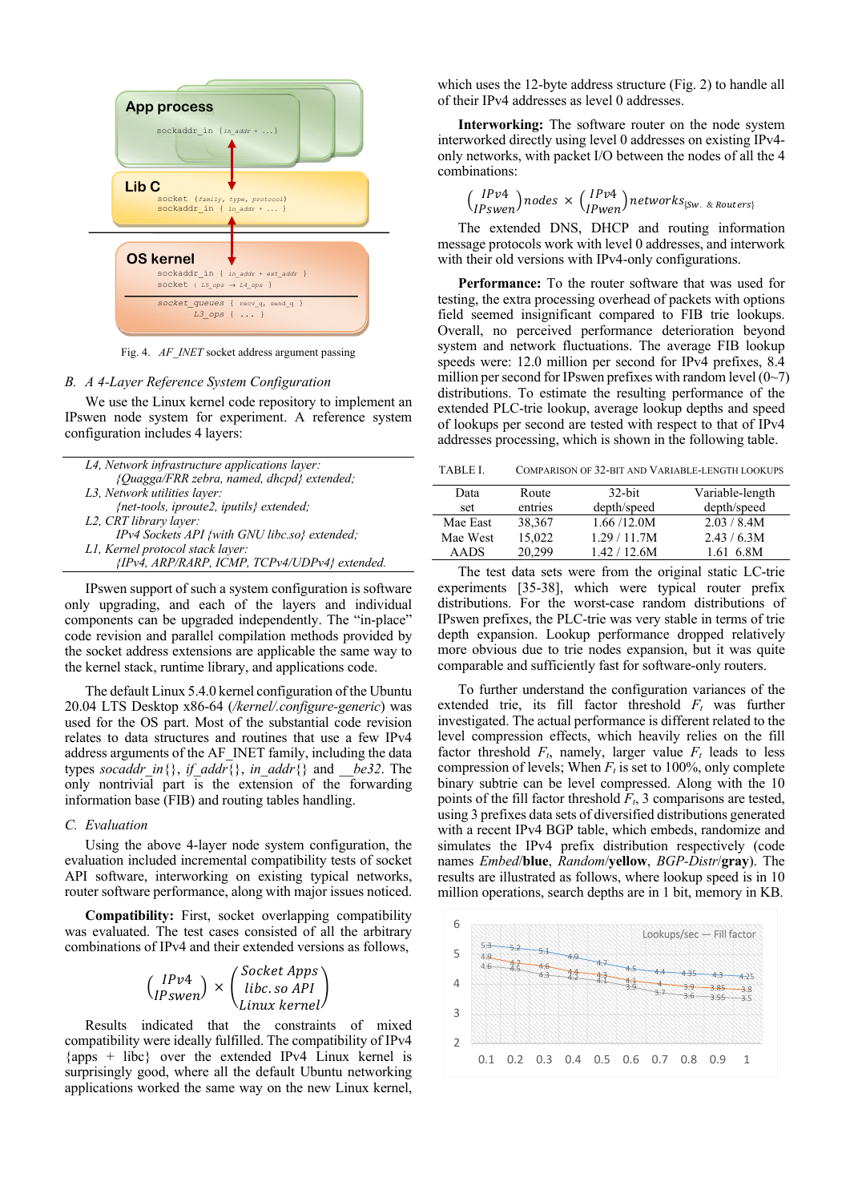Fig. 4. *AF_INET* socket address argument passing

### B. A 4-Layer Reference System Configuration

We use the Linux kernel code repository to implement an IPswen node system for experiment. A reference system configuration includes 4 layers:

---

*L4, Network infrastructure applications layer:*
*{Quagga/FRR zebra, named, dhcpd} extended;*
*L3, Network utilities layer:*
*{net-tools, iproute2, iputils} extended;*
*L2, CRT library layer:*
*IPv4 Sockets API {with GNU libc.so} extended;*
*L1, Kernel protocol stack layer:*
*{IPv4, ARP/RARP, ICMP, TCPv4/UDPv4} extended.*

---

IPswen support of such a system configuration is software only upgrading, and each of the layers and individual components can be upgraded independently. The "in-place" code revision and parallel compilation methods provided by the socket address extensions are applicable the same way to the kernel stack, runtime library, and applications code.

The default Linux 5.4.0 kernel configuration of the Ubuntu 20.04 LTS Desktop x86-64 (*/kernel/.configure-generic*) was used for the OS part. Most of the substantial code revision relates to data structures and routines that use a few IPv4 address arguments of the AF_INET family, including the data types *socaddr_in*{}, *if_addr*{}, *in_addr*{} and *__be32*. The only nontrivial part is the extension of the forwarding information base (FIB) and routing tables handling.

### C. Evaluation

Using the above 4-layer node system configuration, the evaluation included incremental compatibility tests of socket API software, interworking on existing typical networks, router software performance, along with major issues noticed.

**Compatibility:** First, socket overlapping compatibility was evaluated. The test cases consisted of all the arbitrary combinations of IPv4 and their extended versions as follows,

$$\begin{pmatrix} IPv4 \\ IPswen \end{pmatrix} \times \begin{pmatrix} Socket\ Apps \\ libc.so\ API \\ Linux\ kernel \end{pmatrix}$$

Results indicated that the constraints of mixed compatibility were ideally fulfilled. The compatibility of IPv4 {apps + libc} over the extended IPv4 Linux kernel is surprisingly good, where all the default Ubuntu networking applications worked the same way on the new Linux kernel, which uses the 12-byte address structure (Fig. 2) to handle all of their IPv4 addresses as level 0 addresses.

**Interworking:** The software router on the node system interworked directly using level 0 addresses on existing IPv4-only networks, with packet I/O between the nodes of all the 4 combinations:

$$\begin{pmatrix} IPv4 \\ IPswen \end{pmatrix} nodes \times \begin{pmatrix} IPv4 \\ IPwen \end{pmatrix} networks_{\{Sw.\ \&\ Routers\}}$$

The extended DNS, DHCP and routing information message protocols work with level 0 addresses, and interwork with their old versions with IPv4-only configurations.

**Performance:** To the router software that was used for testing, the extra processing overhead of packets with options field seemed insignificant compared to FIB trie lookups. Overall, no perceived performance deterioration beyond system and network fluctuations. The average FIB lookup speeds were: 12.0 million per second for IPv4 prefixes, 8.4 million per second for IPswen prefixes with random level (0~7) distributions. To estimate the resulting performance of the extended PLC-trie lookup, average lookup depths and speed of lookups per second are tested with respect to that of IPv4 addresses processing, which is shown in the following table.

TABLE I. COMPARISON OF 32-BIT AND VARIABLE-LENGTH LOOKUPS

| Data set | Route entries | 32-bit depth/speed | Variable-length depth/speed |
|---|---|---|---|
| Mae East | 38,367 | 1.66 /12.0M | 2.03 / 8.4M |
| Mae West | 15,022 | 1.29 / 11.7M | 2.43 / 6.3M |
| AADS | 20,299 | 1.42 / 12.6M | 1.61 6.8M |

The test data sets were from the original static LC-trie experiments [35-38], which were typical router prefix distributions. For the worst-case random distributions of IPswen prefixes, the PLC-trie was very stable in terms of trie depth expansion. Lookup performance dropped relatively more obvious due to trie nodes expansion, but it was quite comparable and sufficiently fast for software-only routers.

To further understand the configuration variances of the extended trie, its fill factor threshold $F_t$ was further investigated. The actual performance is different related to the level compression effects, which heavily relies on the fill factor threshold $F_t$, namely, larger value $F_t$ leads to less compression of levels; When $F_t$ is set to 100%, only complete binary subtrie can be level compressed. Along with the 10 points of the fill factor threshold $F_t$, 3 comparisons are tested, using 3 prefixes data sets of diversified distributions generated with a recent IPv4 BGP table, which embeds, randomize and simulates the IPv4 prefix distribution respectively (code names *Embed*/**blue**, *Random*/**yellow**, *BGP-Distr*/**gray**). The results are illustrated as follows, where lookup speed is in 10 million operations, search depths are in 1 bit, memory in KB.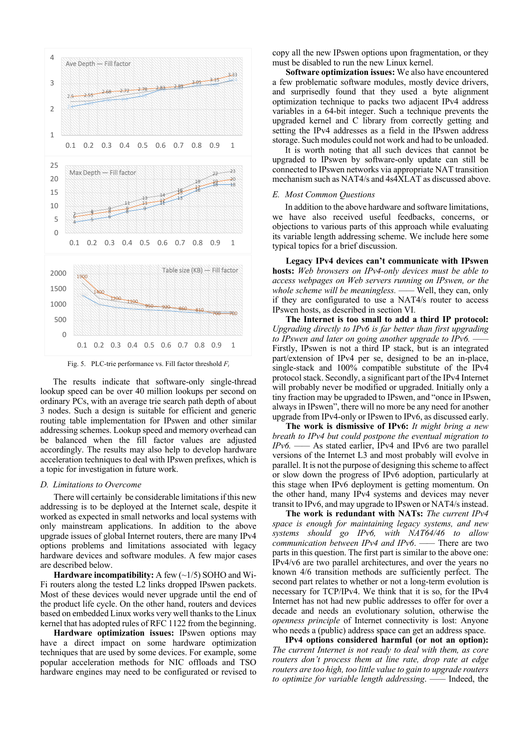Fig. 5. PLC-trie performance vs. Fill factor threshold $F_t$

The results indicate that software-only single-thread lookup speed can be over 40 million lookups per second on ordinary PCs, with an average trie search path depth of about 3 nodes. Such a design is suitable for efficient and generic routing table implementation for IPswen and other similar addressing schemes. Lookup speed and memory overhead can be balanced when the fill factor values are adjusted accordingly. The results may also help to develop hardware acceleration techniques to deal with IPswen prefixes, which is a topic for investigation in future work.

### *D. Limitations to Overcome*

There will certainly be considerable limitations if this new addressing is to be deployed at the Internet scale, despite it worked as expected in small networks and local systems with only mainstream applications. In addition to the above upgrade issues of global Internet routers, there are many IPv4 options problems and limitations associated with legacy hardware devices and software modules. A few major cases are described below.

**Hardware incompatibility:** A few (~1/5) SOHO and Wi-Fi routers along the tested L2 links dropped IPswen packets. Most of these devices would never upgrade until the end of the product life cycle. On the other hand, routers and devices based on embedded Linux works very well thanks to the Linux kernel that has adopted rules of RFC 1122 from the beginning.

**Hardware optimization issues:** IPswen options may have a direct impact on some hardware optimization techniques that are used by some devices. For example, some popular acceleration methods for NIC offloads and TSO hardware engines may need to be configurated or revised to copy all the new IPswen options upon fragmentation, or they must be disabled to run the new Linux kernel.

**Software optimization issues:** We also have encountered a few problematic software modules, mostly device drivers, and surprisedly found that they used a byte alignment optimization technique to packs two adjacent IPv4 address variables in a 64-bit integer. Such a technique prevents the upgraded kernel and C library from correctly getting and setting the IPv4 addresses as a field in the IPswen address storage. Such modules could not work and had to be unloaded.

It is worth noting that all such devices that cannot be upgraded to IPswen by software-only update can still be connected to IPswen networks via appropriate NAT transition mechanism such as NAT4/s and 4s4XLAT as discussed above.

### *E. Most Common Questions*

In addition to the above hardware and software limitations, we have also received useful feedbacks, concerns, or objections to various parts of this approach while evaluating its variable length addressing scheme. We include here some typical topics for a brief discussion.

**Legacy IPv4 devices can't communicate with IPswen hosts:** *Web browsers on IPv4-only devices must be able to access webpages on Web servers running on IPswen, or the whole scheme will be meaningless.* —— Well, they can, only if they are configurated to use a NAT4/s router to access IPswen hosts, as described in section VI.

**The Internet is too small to add a third IP protocol:** *Upgrading directly to IPv6 is far better than first upgrading to IPswen and later on going another upgrade to IPv6.* —— Firstly, IPswen is not a third IP stack, but is an integrated part/extension of IPv4 per se, designed to be an in-place, single-stack and 100% compatible substitute of the IPv4 protocol stack. Secondly, a significant part of the IPv4 Internet will probably never be modified or upgraded. Initially only a tiny fraction may be upgraded to IPswen, and "once in IPswen, always in IPswen", there will no more be any need for another upgrade from IPv4-only or IPswen to IPv6, as discussed early.

**The work is dismissive of IPv6:** *It might bring a new breath to IPv4 but could postpone the eventual migration to IPv6.* —— As stated earlier, IPv4 and IPv6 are two parallel versions of the Internet L3 and most probably will evolve in parallel. It is not the purpose of designing this scheme to affect or slow down the progress of IPv6 adoption, particularly at this stage when IPv6 deployment is getting momentum. On the other hand, many IPv4 systems and devices may never transit to IPv6, and may upgrade to IPswen or NAT4/s instead.

**The work is redundant with NATs:** *The current IPv4 space is enough for maintaining legacy systems, and new systems should go IPv6, with NAT64/46 to allow communication between IPv4 and IPv6.* —— There are two parts in this question. The first part is similar to the above one: IPv4/v6 are two parallel architectures, and over the years no known 4/6 transition methods are sufficiently perfect. The second part relates to whether or not a long-term evolution is necessary for TCP/IPv4. We think that it is so, for the IPv4 Internet has not had new public addresses to offer for over a decade and needs an evolutionary solution, otherwise the *openness principle* of Internet connectivity is lost: Anyone who needs a (public) address space can get an address space.

**IPv4 options considered harmful (or not an option):** *The current Internet is not ready to deal with them, as core routers don't process them at line rate, drop rate at edge routers are too high, too little value to gain to upgrade routers to optimize for variable length addressing.* —— Indeed, the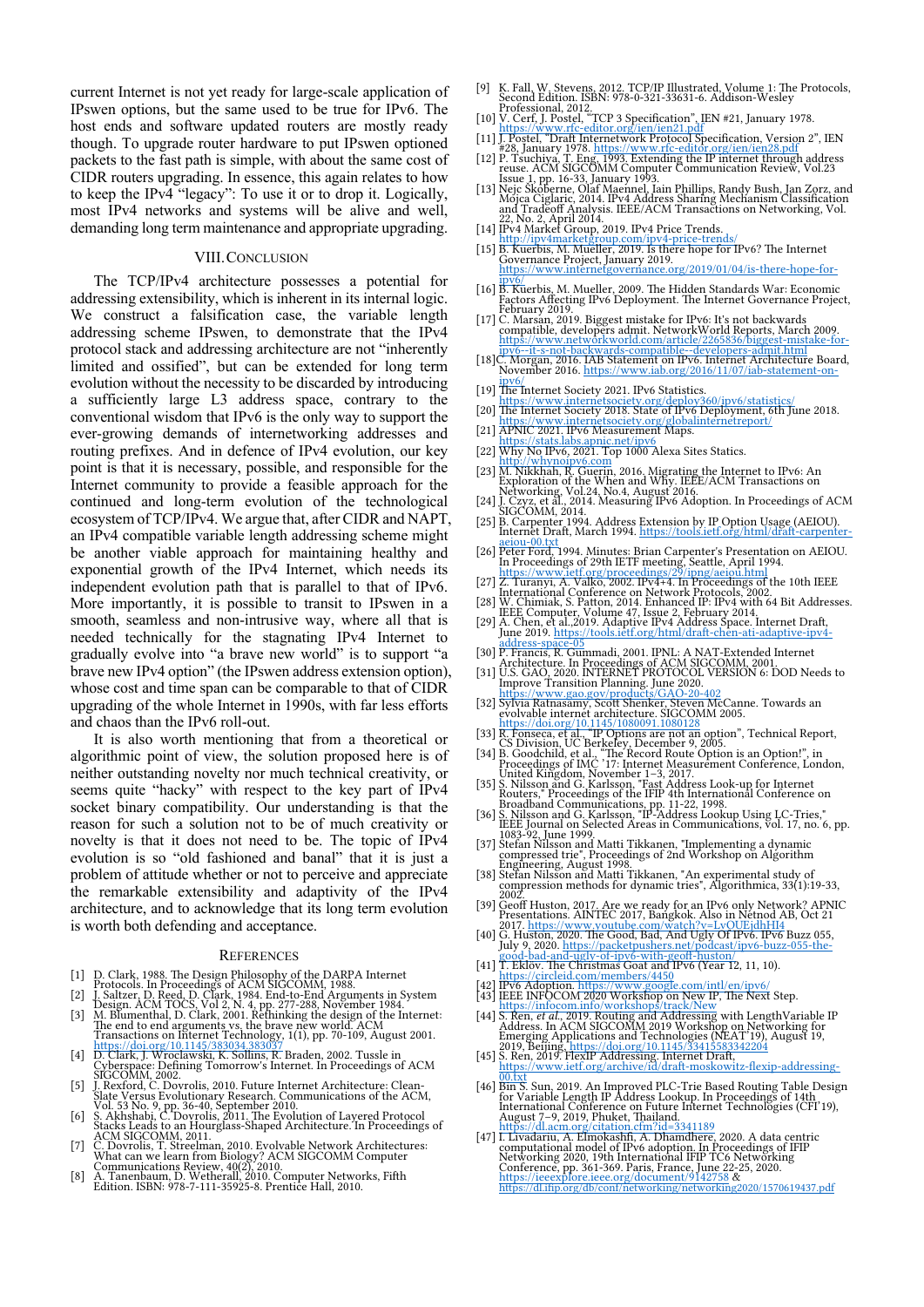current Internet is not yet ready for large-scale application of IPswen options, but the same used to be true for IPv6. The host ends and software updated routers are mostly ready though. To upgrade router hardware to put IPswen optioned packets to the fast path is simple, with about the same cost of CIDR routers upgrading. In essence, this again relates to how to keep the IPv4 "legacy": To use it or to drop it. Logically, most IPv4 networks and systems will be alive and well, demanding long term maintenance and appropriate upgrading.

## VIII. CONCLUSION

The TCP/IPv4 architecture possesses a potential for addressing extensibility, which is inherent in its internal logic. We construct a falsification case, the variable length addressing scheme IPswen, to demonstrate that the IPv4 protocol stack and addressing architecture are not "inherently limited and ossified", but can be extended for long term evolution without the necessity to be discarded by introducing a sufficiently large L3 address space, contrary to the conventional wisdom that IPv6 is the only way to support the ever-growing demands of internetworking addresses and routing prefixes. And in defence of IPv4 evolution, our key point is that it is necessary, possible, and responsible for the Internet community to provide a feasible approach for the continued and long-term evolution of the technological ecosystem of TCP/IPv4. We argue that, after CIDR and NAPT, an IPv4 compatible variable length addressing scheme might be another viable approach for maintaining healthy and exponential growth of the IPv4 Internet, which needs its independent evolution path that is parallel to that of IPv6. More importantly, it is possible to transit to IPswen in a smooth, seamless and non-intrusive way, where all that is needed technically for the stagnating IPv4 Internet to gradually evolve into "a brave new world" is to support "a brave new IPv4 option" (the IPswen address extension option), whose cost and time span can be comparable to that of CIDR upgrading of the whole Internet in 1990s, with far less efforts and chaos than the IPv6 roll-out.

It is also worth mentioning that from a theoretical or algorithmic point of view, the solution proposed here is of neither outstanding novelty nor much technical creativity, or seems quite "hacky" with respect to the key part of IPv4 socket binary compatibility. Our understanding is that the reason for such a solution not to be of much creativity or novelty is that it does not need to be. The topic of IPv4 evolution is so "old fashioned and banal" that it is just a problem of attitude whether or not to perceive and appreciate the remarkable extensibility and adaptivity of the IPv4 architecture, and to acknowledge that its long term evolution is worth both defending and acceptance.

## REFERENCES

[1] D. Clark, 1988. The Design Philosophy of the DARPA Internet Protocols. In Proceedings of ACM SIGCOMM, 1988.

[2] J. Saltzer, D. Reed, D. Clark, 1984. End-to-End Arguments in System Design. ACM TOCS, Vol 2, N. 4, pp. 277-288, November 1984.

[3] M. Blumenthal, D. Clark, 2001. Rethinking the design of the Internet: The end to end arguments vs. the brave new world. ACM Transactions on Internet Technology, 1(1), pp. 70-109, August 2001. https://doi.org/10.1145/383034.383037

[4] D. Clark, J. Wroclawski, K. Sollins, R. Braden, 2002. Tussle in Cyberspace: Defining Tomorrow's Internet. In Proceedings of ACM SIGCOMM, 2002.

[5] J. Rexford, C. Dovrolis, 2010. Future Internet Architecture: Clean-Slate Versus Evolutionary Research. Communications of the ACM, Vol. 53 No. 9, pp. 36-40, September 2010.

[6] S. Akhshabi, C. Dovrolis, 2011. The Evolution of Layered Protocol Stacks Leads to an Hourglass-Shaped Architecture. In Proceedings of ACM SIGCOMM, 2011.

[7] C. Dovrolis, T. Streelman, 2010. Evolvable Network Architectures: What can we learn from Biology? ACM SIGCOMM Computer Communications Review, 40(2), 2010.

[8] A. Tanenbaum, D. Wetherall, 2010. Computer Networks, Fifth Edition. ISBN: 978-7-111-35925-8. Prentice Hall, 2010.

[9] K. Fall, W. Stevens, 2012. TCP/IP Illustrated, Volume 1: The Protocols, Second Edition. ISBN: 978-0-321-33631-6. Addison-Wesley Professional, 2012.

[10] V. Cerf, J. Postel, "TCP 3 Specification", IEN #21, January 1978. https://www.rfc-editor.org/ien/ien21.pdf

[11] J. Postel, "Draft Internetwork Protocol Specification, Version 2", IEN #28, January 1978. https://www.rfc-editor.org/ien/ien28.pdf

[12] P. Tsuchiya, T. Eng, 1993. Extending the IP internet through address reuse. ACM SIGCOMM Computer Communication Review, Vol.23 Issue 1, pp. 16-33, January 1993.

[13] Nejc Skoberne, Olaf Maennel, Iain Phillips, Randy Bush, Jan Zorz, and Mojca Ciglaric, 2014. IPv4 Address Sharing Mechanism Classification and Tradeoff Analysis. IEEE/ACM Transactions on Networking, Vol. 22, No. 2, April 2014.

[14] IPv4 Market Group, 2019. IPv4 Price Trends. http://ipv4marketgroup.com/ipv4-price-trends/

[15] B. Kuerbis, M. Mueller, 2019. Is there hope for IPv6? The Internet Governance Project, January 2019. https://www.internetgovernance.org/2019/01/04/is-there-hope-for-ipv6/

[16] B. Kuerbis, M. Mueller, 2009. The Hidden Standards War: Economic Factors Affecting IPv6 Deployment. The Internet Governance Project, February 2019.

[17] C. Marsan, 2019. Biggest mistake for IPv6: It's not backwards compatible, developers admit. NetworkWorld Reports, March 2009. https://www.networkworld.com/article/2265836/biggest-mistake-for-ipv6--it-s-not-backwards-compatible--developers-admit.html

[18] C. Morgan, 2016. IAB Statement on IPv6. Internet Architecture Board, November 2016. https://www.iab.org/2016/11/07/iab-statement-on-ipv6/

[19] The Internet Society 2021. IPv6 Statistics. https://www.internetsociety.org/deploy360/ipv6/statistics/

[20] The Internet Society 2018. State of IPv6 Deployment, 6th June 2018. https://www.internetsociety.org/globalinternetreport/

[21] APNIC 2021. IPv6 Measurement Maps. https://stats.labs.apnic.net/ipv6

[22] Why No IPv6, 2021. Top 1000 Alexa Sites Statics. http://whynoipv6.com

[23] M. Nikkhah, R. Guerin, 2016. Migrating the Internet to IPv6: An Exploration of the When and Why. IEEE/ACM Transactions on Networking, Vol.24, No.4, August 2016.

[24] J. Czyz, et al., 2014. Measuring IPv6 Adoption. In Proceedings of ACM SIGCOMM, 2014.

[25] B. Carpenter 1994. Address Extension by IP Option Usage (AEIOU). Internet Draft, March 1994. https://tools.ietf.org/html/draft-carpenter-aeiou-00.txt

[26] Peter Ford, 1994. Minutes: Brian Carpenter's Presentation on AEIOU. In Proceedings of 29th IETF meeting, Seattle, April 1994. https://www.ietf.org/proceedings/29/ipng/aeiou.html

[27] Z. Turanyi, A. Valko, 2002. IPv4+4. In Proceedings of the 10th IEEE International Conference on Network Protocols, 2002.

[28] W. Chimiak, S. Patton, 2014. Enhanced IP: IPv4 with 64 Bit Addresses. IEEE Computer, Volume 47, Issue 2, February 2014.

[29] A. Chen, et al.,2019. Adaptive IPv4 Address Space. Internet Draft, June 2019. https://tools.ietf.org/html/draft-chen-ati-adaptive-ipv4-address-space-05

[30] P. Francis, R. Gummadi, 2001. IPNL: A NAT-Extended Internet Architecture. In Proceedings of ACM SIGCOMM, 2001.

[31] U.S. GAO, 2020. INTERNET PROTOCOL VERSION 6: DOD Needs to Improve Transition Planning. June 2020. https://www.gao.gov/products/GAO-20-402

[32] Sylvia Ratnasamy, Scott Shenker, Steven McCanne. Towards an evolvable internet architecture. SIGCOMM 2005. https://doi.org/10.1145/1080091.1080128

[33] R. Fonseca, et al., "IP Options are not an option", Technical Report, CS Division, UC Berkeley, December 9, 2005.

[34] B. Goodchild, et al., "The Record Route Option is an Option!", in Proceedings of IMC '17: Internet Measurement Conference, London, United Kingdom, November 1–3, 2017.

[35] S. Nilsson and G. Karlsson, "Fast Address Look-up for Internet Routers," Proceedings of the IFIP 4th International Conference on Broadband Communications, pp. 11-22, 1998.

[36] S. Nilsson and G. Karlsson, "IP-Address Lookup Using LC-Tries," IEEE Journal on Selected Areas in Communications, vol. 17, no. 6, pp. 1083-92, June 1999.

[37] Stefan Nilsson and Matti Tikkanen, "Implementing a dynamic compressed trie", Proceedings of 2nd Workshop on Algorithm Engineering, August 1998.

[38] Stefan Nilsson and Matti Tikkanen, "An experimental study of compression methods for dynamic tries", Algorithmica, 33(1):19-33, 2002.

[39] Geoff Huston, 2017. Are we ready for an IPv6 only Network? APNIC Presentations. AINTEC 2017, Bangkok. Also in Netnod AB, Oct 21 2017. https://www.youtube.com/watch?v=LvOUEjdhHI4

[40] G. Huston, 2020. The Good, Bad, And Ugly Of IPv6. IPv6 Buzz 055, July 9, 2020. https://packetpushers.net/podcast/ipv6-buzz-055-the-good-bad-and-ugly-of-ipv6-with-geoff-huston/

[41] T. Eklov. The Christmas Goat and IPv6 (Year 12, 11, 10). https://circleid.com/members/4450

[42] IPv6 Adoption. https://www.google.com/intl/en/ipv6/

[43] IEEE INFOCOM 2020 Workshop on New IP, The Next Step. https://infocom.info/workshops/track/New

[44] S. Ren, *et al.*, 2019. Routing and Addressing with LengthVariable IP Address. In ACM SIGCOMM 2019 Workshop on Networking for Emerging Applications and Technologies (NEAT'19), August 19, 2019, Beijing. https://doi.org/10.1145/33415583342204

[45] S. Ren, 2019. FlexIP Addressing. Internet Draft, https://www.ietf.org/archive/id/draft-moskowitz-flexip-addressing-00.txt

[46] Bin S. Sun, 2019. An Improved PLC-Trie Based Routing Table Design for Variable Length IP Address Lookup. In Proceedings of 14th International Conference on Future Internet Technologies (CFI'19), August 7–9, 2019, Phuket, Thailand. https://dl.acm.org/citation.cfm?id=3341189

[47] I. Livadariu, A. Elmokashfi, A. Dhamdhere, 2020. A data centric computational model of IPv6 adoption. In Proceedings of IFIP Networking 2020, 19th International IFIP TC6 Networking Conference, pp. 361-369. Paris, France, June 22-25, 2020. https://ieeexplore.ieee.org/document/9142758 & https://dl.ifip.org/db/conf/networking/networking2020/1570619437.pdf